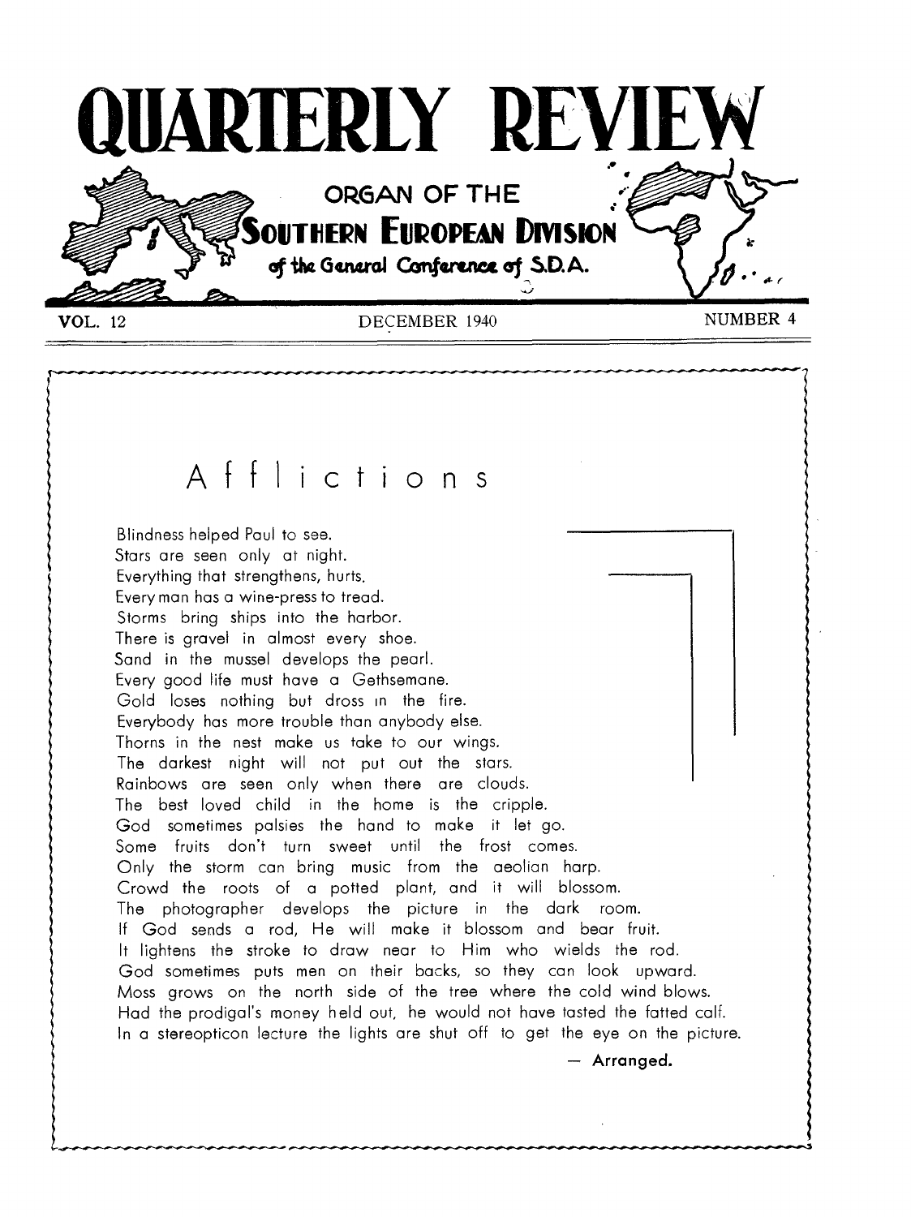# QUARTERLY REVIEW

ORGAN OF THE

SOUTHERN EUROPEAN DIVISION

of the General Conference of S.D.A.

VOL. 12 — DECEMBER 1940 — NUMBER 4

## Afflictions

Blindness helped Paul to see.
Stars are seen only at night.
Everything that strengthens, hurts.
Every man has a wine-press to tread.
Storms bring ships into the harbor.
There is gravel in almost every shoe.
Sand in the mussel develops the pearl.
Every good life must have a Gethsemane.
Gold loses nothing but dross in the fire.
Everybody has more trouble than anybody else.
Thorns in the nest make us take to our wings.
The darkest night will not put out the stars.
Rainbows are seen only when there are clouds.
The best loved child in the home is the cripple.
God sometimes palsies the hand to make it let go.
Some fruits don't turn sweet until the frost comes.
Only the storm can bring music from the aeolian harp.
Crowd the roots of a potted plant, and it will blossom.
The photographer develops the picture in the dark room.
If God sends a rod, He will make it blossom and bear fruit.
It lightens the stroke to draw near to Him who wields the rod.
God sometimes puts men on their backs, so they can look upward.
Moss grows on the north side of the tree where the cold wind blows.
Had the prodigal's money held out, he would not have tasted the fatted calf.
In a stereopticon lecture the lights are shut off to get the eye on the picture.

— **Arranged.**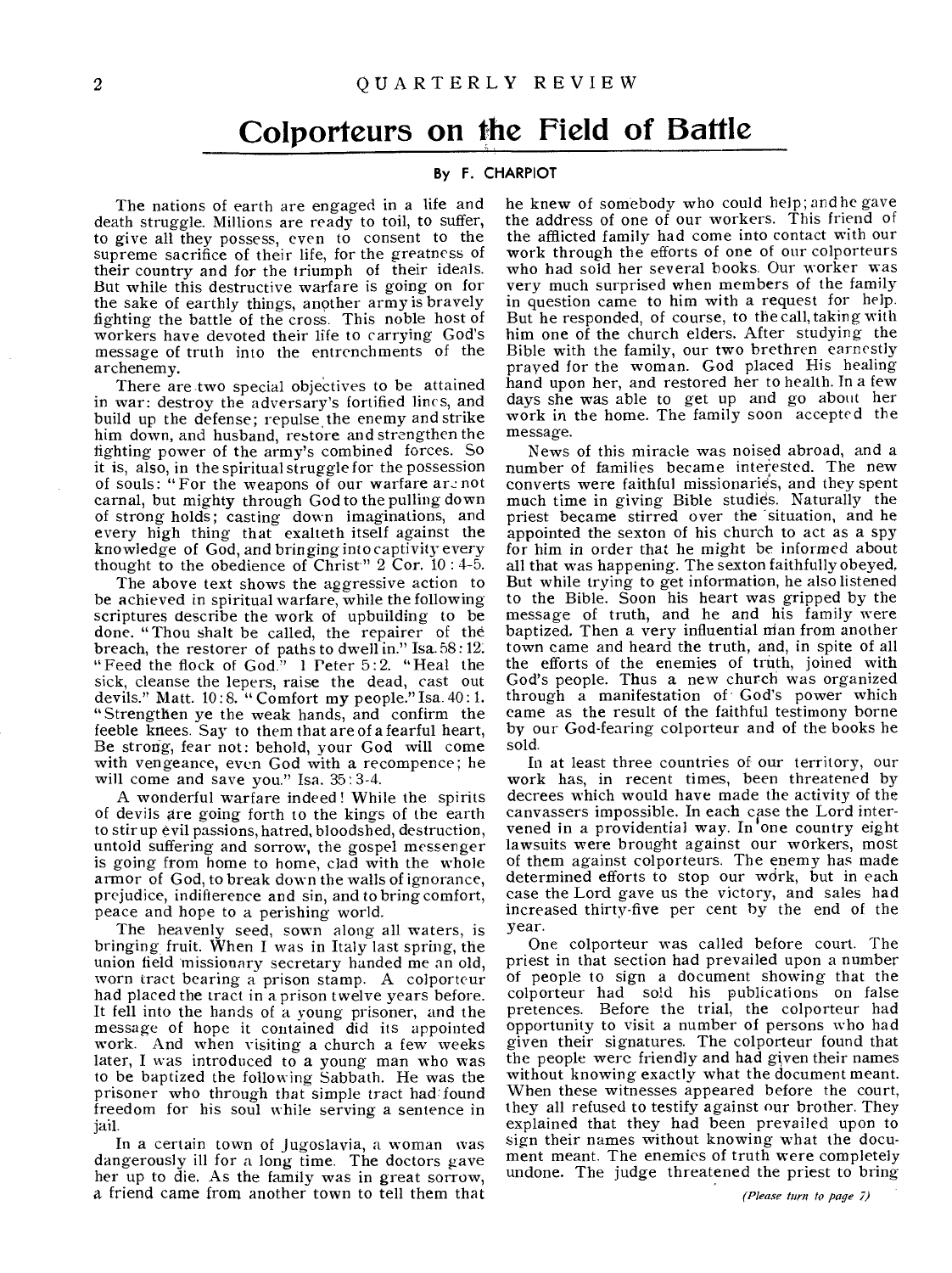# Colporteurs on the Field of Battle

**By F. CHARPIOT**

The nations of earth are engaged in a life and death struggle. Millions are ready to toil, to suffer, to give all they possess, even to consent to the supreme sacrifice of their life, for the greatness of their country and for the triumph of their ideals. But while this destructive warfare is going on for the sake of earthly things, another army is bravely fighting the battle of the cross. This noble host of workers have devoted their life to carrying God's message of truth into the entrenchments of the archenemy.

There are two special objectives to be attained in war: destroy the adversary's fortified lines, and build up the defense; repulse the enemy and strike him down, and husband, restore and strengthen the fighting power of the army's combined forces. So it is, also, in the spiritual struggle for the possession of souls: "For the weapons of our warfare are not carnal, but mighty through God to the pulling down of strong holds; casting down imaginations, and every high thing that exalteth itself against the knowledge of God, and bringing into captivity every thought to the obedience of Christ" 2 Cor. 10 : 4-5.

The above text shows the aggressive action to be achieved in spiritual warfare, while the following scriptures describe the work of upbuilding to be done. "Thou shalt be called, the repairer of the breach, the restorer of paths to dwell in." Isa. 58 : 12. "Feed the flock of God." 1 Peter 5 : 2. "Heal the sick, cleanse the lepers, raise the dead, cast out devils." Matt. 10 : 8. "Comfort my people." Isa. 40 : 1. "Strengthen ye the weak hands, and confirm the feeble knees. Say to them that are of a fearful heart, Be strong, fear not: behold, your God will come with vengeance, even God with a recompence; he will come and save you." Isa. 35 : 3-4.

A wonderful warfare indeed! While the spirits of devils are going forth to the kings of the earth to stir up evil passions, hatred, bloodshed, destruction, untold suffering and sorrow, the gospel messenger is going from home to home, clad with the whole armor of God, to break down the walls of ignorance, prejudice, indifference and sin, and to bring comfort, peace and hope to a perishing world.

The heavenly seed, sown along all waters, is bringing fruit. When I was in Italy last spring, the union field missionary secretary handed me an old, worn tract bearing a prison stamp. A colporteur had placed the tract in a prison twelve years before. It fell into the hands of a young prisoner, and the message of hope it contained did its appointed work. And when visiting a church a few weeks later, I was introduced to a young man who was to be baptized the following Sabbath. He was the prisoner who through that simple tract had found freedom for his soul while serving a sentence in jail.

In a certain town of Jugoslavia, a woman was dangerously ill for a long time. The doctors gave her up to die. As the family was in great sorrow, a friend came from another town to tell them that he knew of somebody who could help; and he gave the address of one of our workers. This friend of the afflicted family had come into contact with our work through the efforts of one of our colporteurs who had sold her several books. Our worker was very much surprised when members of the family in question came to him with a request for help. But he responded, of course, to the call, taking with him one of the church elders. After studying the Bible with the family, our two brethren earnestly prayed for the woman. God placed His healing hand upon her, and restored her to health. In a few days she was able to get up and go about her work in the home. The family soon accepted the message.

News of this miracle was noised abroad, and a number of families became interested. The new converts were faithful missionaries, and they spent much time in giving Bible studies. Naturally the priest became stirred over the situation, and he appointed the sexton of his church to act as a spy for him in order that he might be informed about all that was happening. The sexton faithfully obeyed. But while trying to get information, he also listened to the Bible. Soon his heart was gripped by the message of truth, and he and his family were baptized. Then a very influential man from another town came and heard the truth, and, in spite of all the efforts of the enemies of truth, joined with God's people. Thus a new church was organized through a manifestation of God's power which came as the result of the faithful testimony borne by our God-fearing colporteur and of the books he sold.

In at least three countries of our territory, our work has, in recent times, been threatened by decrees which would have made the activity of the canvassers impossible. In each case the Lord intervened in a providential way. In one country eight lawsuits were brought against our workers, most of them against colporteurs. The enemy has made determined efforts to stop our work, but in each case the Lord gave us the victory, and sales had increased thirty-five per cent by the end of the year.

One colporteur was called before court. The priest in that section had prevailed upon a number of people to sign a document showing that the colporteur had sold his publications on false pretences. Before the trial, the colporteur had opportunity to visit a number of persons who had given their signatures. The colporteur found that the people were friendly and had given their names without knowing exactly what the document meant. When these witnesses appeared before the court, they all refused to testify against our brother. They explained that they had been prevailed upon to sign their names without knowing what the document meant. The enemies of truth were completely undone. The judge threatened the priest to bring

*(Please turn to page 7)*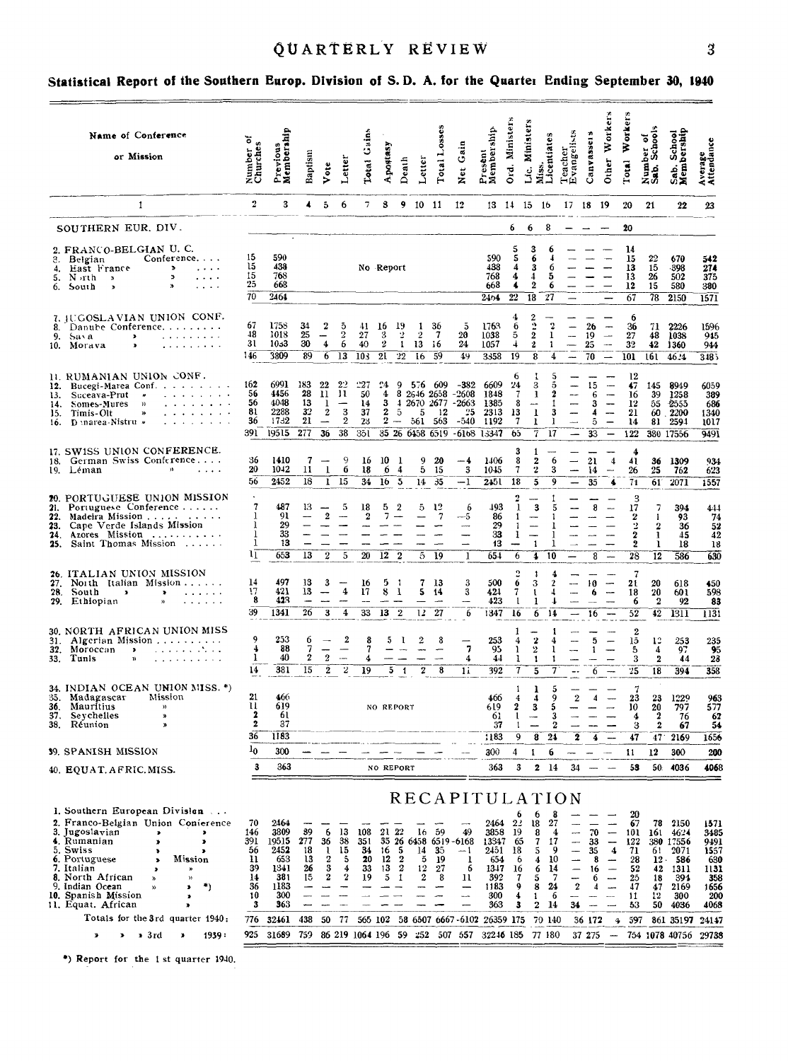## Statistical Report of the Southern Europ. Division of S. D. A. for the Quarter Ending September 30, 1940

| Name of Conference or Mission | Number of Churches | Previous Membership | Baptism | Vote | Letter | Total Gains | Apostasy | Death | Letter | Total Losses | Net Gain | Present Membership | Ord. Ministers | Lic. Ministers | Miss. Licentiates | Teacher Evangelists | Canvassers | Other Workers | Total Workers | Number of Sab. Schools | Sab. School Membership | Average Attendance |
|---|---|---|---|---|---|---|---|---|---|---|---|---|---|---|---|---|---|---|---|---|---|---|
| 1 | 2 | 3 | 4 | 5 | 6 | 7 | 8 | 9 | 10 | 11 | 12 | 13 | 14 | 15 | 16 | 17 | 18 | 19 | 20 | 21 | 22 | 23 |
| SOUTHERN EUR. DIV. | | | | | | | | | | | | | 6 | 6 | 8 | — | — | — | 20 | | | |
| 2. FRANCO-BELGIAN U. C. | | | | | | | | | | | | | 5 | 3 | 6 | — | — | — | 14 | | | |
| 3. Belgian Conference | 15 | 590 | | | | No Report | | | | | | 590 | 5 | 6 | 4 | — | — | — | 15 | 22 | 670 | 542 |
| 4. East France » | 15 | 438 | | | | | | | | | | 438 | 4 | 3 | 6 | — | — | — | 13 | 15 | 398 | 274 |
| 5. North » | 15 | 768 | | | | | | | | | | 768 | 4 | 4 | 5 | — | — | — | 13 | 26 | 502 | 375 |
| 6. South » | 25 | 668 | | | | | | | | | | 668 | 4 | 2 | 6 | — | — | — | 12 | 15 | 580 | 380 |
| | 70 | 2464 | | | | | | | | | | 2464 | 22 | 18 | 27 | — | | — | 67 | 78 | 2150 | 1571 |
| 7. JUGOSLAVIAN UNION CONF. | | | | | | | | | | | | | 4 | 2 | — | — | — | — | 6 | | | |
| 8. Danube Conference | 67 | 1758 | 34 | 2 | 5 | 41 | 16 | 19 | 1 | 36 | 5 | 1763 | 6 | 2 | 2 | — | 26 | — | 36 | 71 | 2226 | 1596 |
| 9. Sava » | 48 | 1018 | 25 | — | 2 | 27 | 3 | 2 | 2 | 7 | 20 | 1038 | 5 | 2 | 1 | — | 19 | — | 27 | 48 | 1038 | 945 |
| 10. Morava » | 31 | 1033 | 30 | 4 | 6 | 40 | 2 | 1 | 13 | 16 | 24 | 1057 | 4 | 2 | 1 | — | 25 | — | 32 | 42 | 1360 | 944 |
| | 146 | 3809 | 89 | 6 | 13 | 108 | 21 | 22 | 16 | 59 | 49 | 3858 | 19 | 8 | 4 | — | 70 | — | 101 | 161 | 4624 | 3485 |
| 11. RUMANIAN UNION CONF. | | | | | | | | | | | | | 6 | 1 | 5 | — | — | — | 12 | | | |
| 12. Bucegi-Marea Conf. | 162 | 6991 | 183 | 22 | 22 | 227 | 24 | 9 | 576 | 609 | -382 | 6609 | 24 | 3 | 5 | — | 15 | — | 47 | 145 | 8949 | 6059 |
| 13. Suceava-Prut » | 56 | 4456 | 28 | 11 | 11 | 50 | 4 | 8 | 2646 | 2658 | -2608 | 1848 | 7 | 1 | 2 | — | 6 | — | 16 | 39 | 1258 | 389 |
| 14. Somes-Mures » | 56 | 4048 | 13 | 1 | — | 14 | 3 | 4 | 2670 | 2677 | -2663 | 1385 | 8 | — | 1 | — | 3 | — | 12 | 55 | 2555 | 686 |
| 15. Timis-Olt » | 81 | 2288 | 32 | 2 | 3 | 37 | 2 | 5 | 5 | 12 | 25 | 2313 | 13 | 1 | 3 | — | 4 | — | 21 | 60 | 2200 | 1340 |
| 16. Dunarea-Nistru » | 36 | 1732 | 21 | — | 2 | 23 | 2 | — | 561 | 563 | -540 | 1192 | 7 | 1 | 1 | — | 5 | — | 14 | 81 | 2594 | 1017 |
| | 391 | 19515 | 277 | 36 | 38 | 351 | 35 | 26 | 6458 | 6519 | -6168 | 13347 | 65 | 7 | 17 | — | 33 | — | 122 | 380 | 17556 | 9491 |
| 17. SWISS UNION CONFERENCE. | | | | | | | | | | | | | 3 | 1 | — | — | — | — | 4 | | | |
| 18. German Swiss Conference | 36 | 1410 | 7 | — | 9 | 16 | 10 | 1 | 9 | 20 | —4 | 1406 | 8 | 2 | 6 | — | 21 | 4 | 41 | 36 | 1309 | 934 |
| 19. Léman » | 20 | 1042 | 11 | 1 | 6 | 18 | 6 | 4 | 5 | 15 | 3 | 1045 | 7 | 2 | 3 | — | 14 | — | 26 | 25 | 762 | 623 |
| | 56 | 2452 | 18 | 1 | 15 | 34 | 16 | 5 | 14 | 35 | —1 | 2451 | 18 | 5 | 9 | — | 35 | 4 | 71 | 61 | 2071 | 1557 |
| 20. PORTUGUESE UNION MISSION | | | | | | | | | | | | | 2 | — | 1 | — | — | — | 3 | | | |
| 21. Portuguese Conference | 7 | 487 | 13 | — | 5 | 18 | 5 | 2 | 5 | 12 | 6 | 493 | 1 | 3 | 5 | — | 8 | — | 17 | 7 | 394 | 441 |
| 22. Madeira Mission | 1 | 91 | — | 2 | — | 2 | 7 | — | — | 7 | —5 | 86 | 1 | — | 1 | — | — | — | 2 | 1 | 93 | 74 |
| 23. Cape Verde Islands Mission | 1 | 29 | — | — | — | — | — | — | — | — | — | 29 | 1 | — | 1 | — | — | — | 2 | 2 | 36 | 52 |
| 24. Azores Mission | 1 | 33 | — | — | — | — | — | — | — | — | — | 33 | 1 | — | 1 | — | — | — | 2 | 1 | 45 | 42 |
| 25. Saint Thomas Mission | 1 | 13 | — | — | — | — | — | — | — | — | — | 13 | — | 1 | 1 | — | — | — | 2 | 1 | 18 | 18 |
| | 11 | 653 | 13 | 2 | 5 | 20 | 12 | 2 | 5 | 19 | 1 | 654 | 6 | 4 | 10 | — | 8 | — | 28 | 12 | 586 | 630 |
| 26. ITALIAN UNION MISSION | | | | | | | | | | | | | 2 | 1 | 4 | — | — | — | 7 | | | |
| 27. North Italian Mission | 14 | 497 | 13 | 3 | — | 16 | 5 | 1 | 7 | 13 | 3 | 500 | 6 | 3 | 2 | — | 10 | — | 21 | 20 | 618 | 450 |
| 28. South » » | 17 | 421 | 13 | — | 4 | 17 | 8 | 1 | 5 | 14 | 3 | 421 | 7 | 1 | 4 | — | 6 | — | 18 | 20 | 601 | 598 |
| 29. Ethiopian » | 8 | 423 | — | — | — | — | — | — | — | — | — | 423 | 1 | 1 | 4 | — | — | — | 6 | 2 | 92 | 83 |
| | 39 | 1341 | 26 | 3 | 4 | 33 | 13 | 2 | 12 | 27 | 6 | 1347 | 16 | 6 | 14 | — | 16 | — | 52 | 42 | 1311 | 1131 |
| 30. NORTH AFRICAN UNION MISS | | | | | | | | | | | | | 1 | — | 1 | — | — | — | 2 | | | |
| 31. Algerian Mission | 9 | 253 | 6 | — | 2 | 8 | 5 | 1 | 2 | 8 | — | 253 | 4 | 2 | 4 | — | 5 | — | 15 | 12 | 253 | 235 |
| 32. Moroccan » | 4 | 88 | 7 | — | — | 7 | — | — | — | — | 7 | 95 | 1 | 2 | 1 | — | 1 | — | 5 | 4 | 97 | 95 |
| 33. Tunis » | 1 | 40 | 2 | 2 | — | 4 | — | — | — | — | 4 | 44 | 1 | 1 | 1 | — | — | — | 3 | 2 | 44 | 28 |
| | 14 | 381 | 15 | 2 | 2 | 19 | 5 | 1 | 2 | 8 | 11 | 392 | 7 | 5 | 7 | — | 6 | — | 25 | 18 | 394 | 358 |
| 34. INDIAN OCEAN UNION MISS. *) | | | | | | | | | | | | | 1 | 1 | 5 | — | — | — | 7 | | | |
| 35. Madagascar Mission | 21 | 466 | | | | NO REPORT | | | | | | 466 | 4 | 4 | 9 | 2 | 4 | — | 23 | 23 | 1229 | 963 |
| 36. Mauritius » | 11 | 619 | | | | | | | | | | 619 | 2 | 3 | 5 | — | — | — | 10 | 20 | 797 | 577 |
| 37. Seychelles » | 2 | 61 | | | | | | | | | | 61 | 1 | — | 3 | — | — | — | 4 | 2 | 76 | 62 |
| 38. Réunion » | 2 | 37 | | | | | | | | | | 37 | 1 | — | 2 | — | — | — | 3 | 2 | 67 | 54 |
| | 36 | 1183 | | | | | | | | | | 1183 | 9 | 8 | 24 | 2 | 4 | — | 47 | 47 | 2169 | 1656 |
| 39. SPANISH MISSION | 10 | 300 | — | — | — | — | — | — | — | — | — | 300 | 4 | 1 | 6 | — | — | — | 11 | 12 | 300 | 200 |
| 40. EQUAT. AFRIC. MISS. | 3 | 363 | | | | NO REPORT | | | | | | 363 | 3 | 2 | 14 | 34 | — | — | 53 | 50 | 4036 | 4068 |

## RECAPITULATION

| Name of Conference or Mission | Number of Churches | Previous Membership | Baptism | Vote | Letter | Total Gains | Apostasy | Death | Letter | Total Losses | Net Gain | Present Membership | Ord. Ministers | Lic. Ministers | Miss. Licentiates | Teacher Evangelists | Canvassers | Other Workers | Total Workers | Number of Sab. Schools | Sab. School Membership | Average Attendance |
|---|---|---|---|---|---|---|---|---|---|---|---|---|---|---|---|---|---|---|---|---|---|---|
| 1. Southern European Division | | | | | | | | | | | | | 6 | 6 | 8 | — | — | — | 20 | | | |
| 2. Franco-Belgian Union Conference | 70 | 2464 | — | — | — | — | — | — | — | — | — | 2464 | 22 | 18 | 27 | — | — | — | 67 | 78 | 2150 | 1571 |
| 3. Jugoslavian » » | 146 | 3809 | 89 | 6 | 13 | 108 | 21 | 22 | 16 | 59 | 49 | 3858 | 19 | 8 | 4 | — | 70 | — | 101 | 161 | 4624 | 3485 |
| 4. Rumanian » » | 391 | 19515 | 277 | 36 | 38 | 351 | 35 | 26 | 6458 | 6519 | -6168 | 13347 | 65 | 7 | 17 | — | 33 | — | 122 | 380 | 17556 | 9491 |
| 5. Swiss » » | 56 | 2452 | 18 | 1 | 15 | 34 | 16 | 5 | 14 | 35 | —1 | 2451 | 18 | 5 | 9 | — | 35 | 4 | 71 | 61 | 2071 | 1557 |
| 6. Portuguese » Mission | 11 | 653 | 13 | 2 | 5 | 20 | 12 | 2 | 5 | 19 | 1 | 654 | 6 | 4 | 10 | — | 8 | — | 28 | 12 | 586 | 630 |
| 7. Italian » » | 39 | 1341 | 26 | 3 | 4 | 33 | 13 | 2 | 12 | 27 | 6 | 1347 | 16 | 6 | 14 | — | 16 | — | 52 | 42 | 1311 | 1131 |
| 8. North African » » | 14 | 381 | 15 | 2 | 2 | 19 | 5 | 1 | 2 | 8 | 11 | 392 | 7 | 5 | 7 | — | 6 | — | 25 | 18 | 394 | 358 |
| 9. Indian Ocean » » *) | 36 | 1183 | — | — | — | — | — | — | — | — | — | 1183 | 9 | 8 | 24 | 2 | 4 | — | 47 | 47 | 2169 | 1656 |
| 10. Spanish Mission | 10 | 300 | — | — | — | — | — | — | — | — | — | 300 | 4 | 1 | 6 | — | — | — | 11 | 12 | 300 | 200 |
| 11. Equat. African » | 3 | 363 | — | — | — | — | — | — | — | — | — | 363 | 3 | 2 | 14 | 34 | — | — | 53 | 50 | 4036 | 4068 |
| Totals for the 3rd quarter 1940: | 776 | 32461 | 438 | 50 | 77 | 565 | 102 | 58 | 6507 | 6667 | -6102 | 26359 | 175 | 70 | 140 | 36 | 172 | 4 | 597 | 861 | 35197 | 24147 |
| » » » 3rd » 1939: | 925 | 31689 | 759 | 86 | 219 | 1064 | 196 | 59 | 252 | 507 | 557 | 32246 | 185 | 77 | 180 | 37 | 275 | — | 754 | 1078 | 40756 | 29738 |

*) Report for the 1st quarter 1940.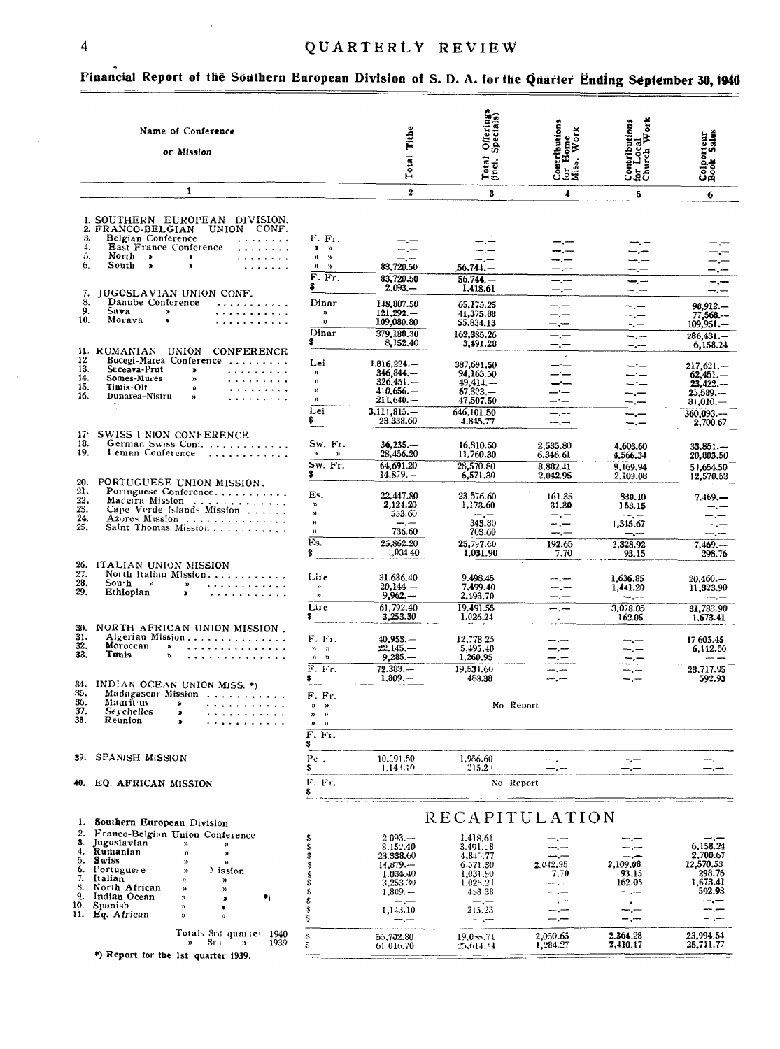## Financial Report of the Southern European Division of S. D. A. for the Quarter Ending September 30, 1940

| Name of Conference or Mission | | Total Tithe | Total Offerings (incl. Specials) | Contributions for Home Miss. Work | Contributions for Local Church Work | Colporteur Book Sales |
|---|---|---|---|---|---|---|
| 1 | | 2 | 3 | 4 | 5 | 6 |
| 1. SOUTHERN EUROPEAN DIVISION. | | | | | | |
| 2. FRANCO-BELGIAN UNION CONF. | | | | | | |
| 3. Belgian Conference | F. Fr. | —.— | —.— | —.— | —.— | —.— |
| 4. East France Conference | » » | —.— | —.— | —.— | —.— | —.— |
| 5. North » » | » » | —.— | —.— | —.— | —.— | —.— |
| 6. South » » | » » | 83,720.50 | 56,744.— | —.— | —.— | —.— |
| | F. Fr. | 83,720.50 | 56,744.— | —.— | —.— | —.— |
| | $ | 2,093.— | 1,418.61 | —.— | —.— | —.— |
| 7. JUGOSLAVIAN UNION CONF. | | | | | | |
| 8. Danube Conference | Dinar | 148,807.50 | 65,175.25 | —.— | —.— | 98,912.— |
| 9. Sava » | » | 121,292.— | 41,375.88 | —.— | —.— | 77,568.— |
| 10. Morava » | » | 109,080.80 | 55,834.13 | —.— | —.— | 109,951.— |
| | Dinar | 379,180.30 | 162,385.26 | —.— | —.— | 286,431.— |
| | $ | 8,152.40 | 3,491.28 | —.— | —.— | 6,158.24 |
| 11. RUMANIAN UNION CONFERENCE | | | | | | |
| 12. Bucegi-Marea Conference | Lei | 1,816,224.— | 387,691.50 | —.— | —.— | 217,621.— |
| 13. Suceava-Prut » | » | 346,844.— | 94,165.50 | —.— | —.— | 62,451.— |
| 14. Somes-Mures » | » | 326,451.— | 49,414.— | —.— | —.— | 23,422.— |
| 15. Timis-Olt » | » | 410,656.— | 67,323.— | —.— | —.— | 25,589.— |
| 16. Dunarea-Nistru » | » | 211,640.— | 47,507.50 | —.— | —.— | 31,010.— |
| | Lei | 3,111,815.— | 646,101.50 | —.— | —.— | 360,093.— |
| | $ | 23,338.60 | 4,845.77 | —.— | —.— | 2,700.67 |
| 17. SWISS UNION CONFERENCE | | | | | | |
| 18. German Swiss Conf. | Sw. Fr. | 36,235.— | 16,810.50 | 2,535.80 | 4,603.60 | 33,851.— |
| 19. Léman Conference | » » | 28,456.20 | 11,760.30 | 6,346.61 | 4,566.34 | 20,803.50 |
| | Sw. Fr. | 64,691.20 | 28,570.80 | 8,882.41 | 9,169.94 | 54,654.50 |
| | $ | 14,879.— | 6,571.30 | 2,042.95 | 2,109.08 | 12,570.53 |
| 20. PORTUGUESE UNION MISSION. | | | | | | |
| 21. Portuguese Conference | Es. | 22,447.80 | 23,576.60 | 161.35 | 830.10 | 7,469.— |
| 22. Madeira Mission | » | 2,124.20 | 1,173.60 | 31.30 | 153.15 | —.— |
| 23. Cape Verde Islands Mission | » | 553.60 | —.— | —.— | —.— | —.— |
| 24. Azores Mission | » | —.— | 343.80 | —.— | 1,345.67 | —.— |
| 25. Saint Thomas Mission | » | 736.60 | 703.60 | —.— | —.— | —.— |
| | Es. | 25,862.20 | 25,797.60 | 192.65 | 2,328.92 | 7,469.— |
| | $ | 1,034.40 | 1,031.90 | 7.70 | 93.15 | 298.76 |
| 26. ITALIAN UNION MISSION | | | | | | |
| 27. North Italian Mission | Lire | 31,686.40 | 9,498.45 | —.— | 1,636.85 | 20,460.— |
| 28. South » » | » | 20,144.— | 7,499.40 | —.— | 1,441.20 | 11,323.90 |
| 29. Ethiopian » | » | 9,962.— | 2,493.70 | —.— | —.— | —.— |
| | Lire | 61,792.40 | 19,491.55 | —.— | 3,078.05 | 31,783.90 |
| | $ | 3,253.30 | 1,026.24 | —.— | 162.05 | 1,673.41 |
| 30. NORTH AFRICAN UNION MISSION. | | | | | | |
| 31. Algerian Mission | F. Fr. | 40,953.— | 12,778.25 | —.— | —.— | 17,605.45 |
| 32. Moroccan » | » » | 22,145.— | 5,495.40 | —.— | —.— | 6,112.50 |
| 33. Tunis » | » » | 9,285.— | 1,260.95 | —.— | —.— | —.— |
| | F. Fr. | 72,383.— | 19,534.60 | —.— | —.— | 23,717.95 |
| | $ | 1,809.— | 488.38 | —.— | —.— | 592.93 |
| 34. INDIAN OCEAN UNION MISS. *) | | | | | | |
| 35. Madagascar Mission | F. Fr. | No Report | | | | |
| 36. Mauritius » | » » | | | | | |
| 37. Seychelles » | » » | | | | | |
| 38. Reunion » | » » | | | | | |
| | F. Fr. | | | | | |
| | $ | | | | | |
| 39. SPANISH MISSION | Pes. | 10,591.50 | 1,956.60 | —.— | —.— | —.— |
| | $ | 1,143.10 | 215.23 | —.— | —.— | —.— |
| 40. EQ. AFRICAN MISSION | F. Fr. | No Report | | | | |
| | $ | | | | | |

### RECAPITULATION

| | | Total Tithe | Total Offerings | Home Miss. Work | Local Church Work | Colporteur Book Sales |
|---|---|---|---|---|---|---|
| 1. Southern European Division | | | | | | |
| 2. Franco-Belgian Union Conference | $ | 2,093.— | 1,418.61 | —.— | —.— | —.— |
| 3. Jugoslavian » » | $ | 8,152.40 | 3,491.28 | —.— | —.— | 6,158.24 |
| 4. Rumanian » » | $ | 23,338.60 | 4,845.77 | —.— | —.— | 2,700.67 |
| 5. Swiss » » | $ | 14,879.— | 6,571.30 | 2,042.95 | 2,109.08 | 12,570.53 |
| 6. Portuguese » Mission | $ | 1,034.40 | 1,031.90 | 7.70 | 93.15 | 298.76 |
| 7. Italian » » | $ | 3,253.30 | 1,026.24 | —.— | 162.05 | 1,673.41 |
| 8. North African » » | $ | 1,809.— | 488.38 | —.— | —.— | 592.93 |
| 9. Indian Ocean » » *) | $ | —.— | —.— | —.— | —.— | —.— |
| 10. Spanish » » | $ | 1,143.10 | 215.23 | —.— | —.— | —.— |
| 11. Eq. African » » | $ | —.— | —.— | —.— | —.— | —.— |
| Totals 3rd quarter 1940 | $ | 55,702.80 | 19,088.71 | 2,050.65 | 2,364.28 | 23,994.54 |
| » 3rd » 1939 | $ | 61,016.70 | 25,614.44 | 1,284.27 | 2,410.17 | 25,711.77 |

*) Report for the 1st quarter 1939.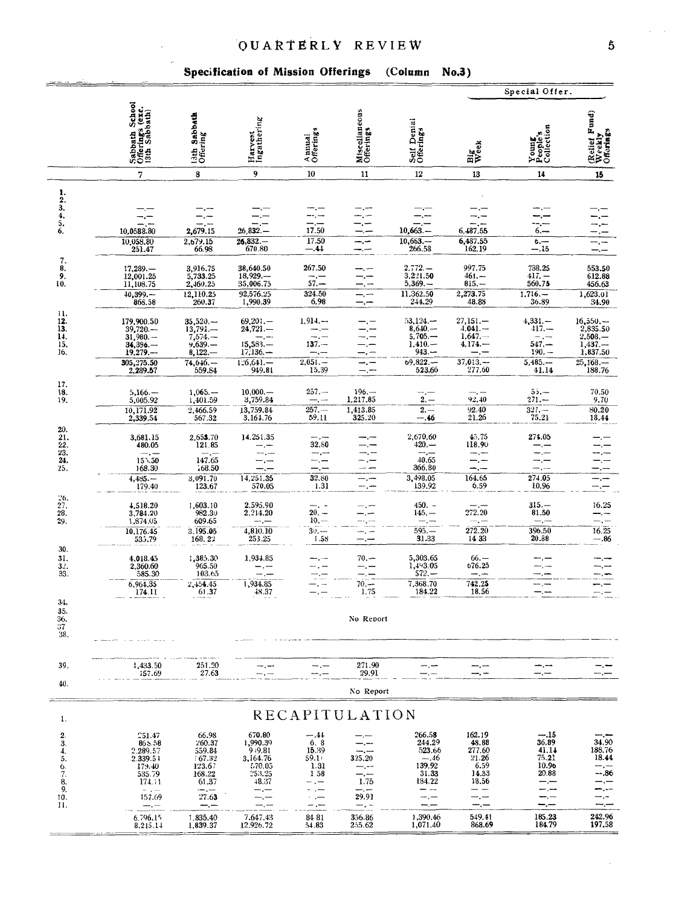# QUARTERLY REVIEW

## Specification of Mission Offerings (Column No.3)

| | Sabbath School Offerings (exc. 13th Sabbath) | 13th Sabbath Offering | Harvest Ingathering | Annual Offerings | Miscellaneous Offerings | Self Denial Offerings | Big Week | Special Offer. Young People's Collection | Special Offer. (Relief Fund) Weekly Offerings |
|---|---|---|---|---|---|---|---|---|---|
| | 7 | 8 | 9 | 10 | 11 | 12 | 13 | 14 | 15 |
| 1. | | | | | | | | | |
| 2. | | | | | | | | | |
| 3. | —.— | —.— | —.— | —.— | —.— | —.— | —.— | —.— | —.— |
| 4. | —.— | —.— | —.— | —.— | —.— | —.— | —.— | —.— | —.— |
| 5. | —.— | —.— | —.— | —.— | —.— | —.— | —.— | —.— | —.— |
| 6. | 10,0588.80 | 2,679.15 | 26,832.— | 17.50 | —.— | 10,663.— | 6,487.55 | 6.— | —.— |
| | 10,058.80 | 2,679.15 | 26,832.— | 17.50 | —.— | 10,663.— | 6,487.55 | 6.— | —.— |
| | 251.47 | 66.98 | 670.80 | —.44 | —.— | 266.58 | 162.19 | —.15 | —.— |
| 7. | | | | | | | | | |
| 8. | 17,289.— | 3,916.75 | 38,640.50 | 267.50 | —.— | 2,772.— | 997.75 | 738.25 | 553.50 |
| 9. | 12,001.25 | 5,733.25 | 18,929.— | —.— | —.— | 3,221.50 | 461.— | 417.— | 612.88 |
| 10. | 11,108.75 | 2,460.25 | 35,006.75 | 57.— | —.— | 5,369.— | 815.— | 560.75 | 456.63 |
| | 40,399.— | 12,110.25 | 92,576.25 | 324.50 | —.— | 11,362.50 | 2,273.75 | 1,716.— | 1,623.01 |
| | 868.58 | 260.37 | 1,990.39 | 6.98 | —.— | 244.29 | 48.88 | 36.89 | 34.90 |
| 11. | | | | | | | | | |
| 12. | 179,900.50 | 35,520.— | 69,201.— | 1,914.— | —.— | 53,124.— | 27,151.— | 4,331.— | 16,550.— |
| 13. | 39,720.— | 13,791.— | 24,721.— | —.— | —.— | 8,640.— | 4,041.— | 417.— | 2,835.50 |
| 14. | 31,980.— | 7,574.— | —.— | —.— | —.— | 5,705.— | 1,647.— | —.— | 2,508.— |
| 15. | 34,396.— | 9,639.— | 15,583.— | 137.— | —.— | 1,410.— | 4,174.— | 547.— | 1,437.— |
| 16. | 19,279.— | 8,122.— | 17,136.— | —.— | —.— | 943.— | —.— | 190.— | 1,837.50 |
| | 305,275.50 | 74,646.— | 126,641.— | 2,051.— | —.— | 69,822.— | 37,013.— | 5,485.— | 25,168.— |
| | 2,289.57 | 559.84 | 949.81 | 15.39 | —.— | 523.66 | 277.60 | 41.14 | 188.76 |
| 17. | | | | | | | | | |
| 18. | 5,166.— | 1,065.— | 10,000.— | 257.— | 196.— | —.— | —.— | 55.— | 70.50 |
| 19. | 5,005.92 | 1,401.59 | 3,759.84 | —.— | 1,217.85 | 2.— | 92.40 | 271.— | 9.70 |
| | 10,171.92 | 2,466.59 | 13,759.84 | 257.— | 1,413.85 | 2.— | 92.40 | 327.— | 80.20 |
| | 2,339.54 | 567.32 | 3,164.76 | 59.11 | 325.20 | —.46 | 21.26 | 75.21 | 18.44 |
| 20. | | | | | | | | | |
| 21. | 3,681.15 | 2,653.70 | 14,251.35 | —.— | —.— | 2,670.60 | 45.75 | 274.05 | —.— |
| 22. | 480.05 | 121.85 | —.— | 32.80 | —.— | 420.— | 118.90 | —.— | —.— |
| 23. | —.— | —.— | —.— | —.— | —.— | —.— | —.— | —.— | —.— |
| 24. | 155.50 | 147.65 | —.— | —.— | —.— | 40.65 | —.— | —.— | —.— |
| 25. | 168.30 | 168.50 | —.— | —.— | —.— | 366.80 | —.— | —.— | —.— |
| | 4,485.— | 3,091.70 | 14,251.35 | 32.80 | —.— | 3,498.05 | 164.65 | 274.05 | —.— |
| | 179.40 | 123.67 | 570.05 | 1.31 | —.— | 139.92 | 6.59 | 10.96 | —.— |
| 26. | | | | | | | | | |
| 27. | 4,518.20 | 1,603.10 | 2,595.90 | —.— | —.— | 450.— | —.— | 315.— | 16.25 |
| 28. | 3,784.20 | 982.30 | 2,214.20 | 20.— | —.— | 145.— | 272.20 | 81.50 | —.— |
| 29. | 1,874.05 | 609.65 | —.— | 10.— | —.— | —.— | —.— | —.— | —.— |
| | 10,176.45 | 3,195.05 | 4,810.10 | 30.— | —.— | 595.— | 272.20 | 396.50 | 16.25 |
| | 535.79 | 168.22 | 253.25 | 1.58 | —.— | 31.33 | 14.33 | 20.88 | —.86 |
| 30. | | | | | | | | | |
| 31. | 4,018.45 | 1,385.30 | 1,934.85 | —.— | 70.— | 5,303.65 | 66.— | —.— | —.— |
| 32. | 2,360.60 | 965.50 | —.— | —.— | —.— | 1,493.05 | 676.25 | —.— | —.— |
| 33. | 585.30 | 103.65 | —.— | —.— | —.— | 572.— | —.— | —.— | —.— |
| | 6,964.35 | 2,454.45 | 1,934.85 | —.— | 70.— | 7,368.70 | 742.25 | —.— | —.— |
| | 174.11 | 61.37 | 48.37 | —.— | 1.75 | 184.22 | 18.56 | —.— | —.— |
| 34.–38. | | | | | No Report | | | | |
| 39. | 1,433.50 | 251.20 | —.— | —.— | 271.90 | —.— | —.— | —.— | —.— |
| | 157.69 | 27.63 | —.— | —.— | 29.91 | —.— | —.— | —.— | —.— |
| 40. | | | | | No Report | | | | |

## RECAPITULATION

| | 7 | 8 | 9 | 10 | 11 | 12 | 13 | 14 | 15 |
|---|---|---|---|---|---|---|---|---|---|
| 1. | | | | | | | | | |
| 2. | 251.47 | 66.98 | 670.80 | —.44 | —.— | 266.58 | 162.19 | —.15 | —.— |
| 3. | 868.58 | 260.37 | 1,990.39 | 6.98 | —.— | 244.29 | 48.88 | 36.89 | 34.90 |
| 4. | 2,289.57 | 559.84 | 949.81 | 15.39 | —.— | 523.66 | 277.60 | 41.14 | 188.76 |
| 5. | 2,339.54 | 567.32 | 3,164.76 | 59.11 | 325.20 | —.46 | 21.26 | 75.21 | 18.44 |
| 6. | 179.40 | 123.67 | 570.05 | 1.31 | —.— | 139.92 | 6.59 | 10.96 | —.— |
| 7. | 535.79 | 168.22 | 253.25 | 1.58 | —.— | 31.33 | 14.33 | 20.88 | —.86 |
| 8. | 174.11 | 61.37 | 48.37 | —.— | 1.75 | 184.22 | 18.56 | —.— | —.— |
| 9. | —.— | —.— | —.— | —.— | —.— | —.— | —.— | —.— | —.— |
| 10. | 157.69 | 27.63 | —.— | —.— | 29.91 | —.— | —.— | —.— | —.— |
| 11. | —.— | —.— | —.— | —.— | —.— | —.— | —.— | —.— | —.— |
| | 6,796.15 | 1,835.40 | 7,647.43 | 84.81 | 356.86 | 1,390.46 | 549.41 | 185.23 | 242.96 |
| | 8,215.14 | 1,839.37 | 12,926.72 | 54.83 | 255.62 | 1,071.40 | 868.69 | 184.79 | 197.58 |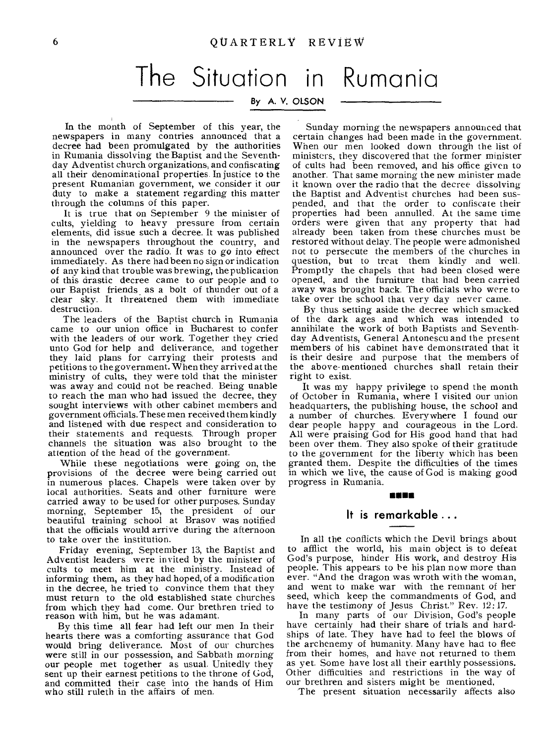# The Situation in Rumania

By A. V. OLSON

In the month of September of this year, the newspapers in many contries announced that a decree had been promulgated by the authorities in Rumania dissolving the Baptist and the Seventh-day Adventist church organizations, and confiscating all their denominational properties. In justice to the present Rumanian government, we consider it our duty to make a statement regarding this matter through the columns of this paper.

It is true that on September 9 the minister of cults, yielding to heavy pressure from certain elements, did issue such a decree. It was published in the newspapers throughout the country, and announced over the radio. It was to go into effect immediately. As there had been no sign or indication of any kind that trouble was brewing, the publication of this drastic decree came to our people and to our Baptist friends as a bolt of thunder out of a clear sky. It threatened them with immediate destruction.

The leaders of the Baptist church in Rumania came to our union office in Bucharest to confer with the leaders of our work. Together they cried unto God for help and deliverance, and together they laid plans for carrying their protests and petitions to the government. When they arrived at the ministry of cults, they were told that the minister was away and could not be reached. Being unable to reach the man who had issued the decree, they sought interviews with other cabinet members and government officials. These men received them kindly and listened with due respect and consideration to their statements and requests. Through proper channels the situation was also brought to the attention of the head of the government.

While these negotiations were going on, the provisions of the decree were being carried out in numerous places. Chapels were taken over by local authorities. Seats and other furniture were carried away to be used for other purposes. Sunday morning, September 15, the president of our beautiful training school at Brasov was notified that the officials would arrive during the afternoon to take over the institution.

Friday evening, September 13, the Baptist and Adventist leaders were invited by the minister of cults to meet him at the ministry. Instead of informing them, as they had hoped, of a modification in the decree, he tried to convince them that they must return to the old established state churches from which they had come. Our brethren tried to reason with him, but he was adamant.

By this time all fear had left our men In their hearts there was a comforting assurance that God would bring deliverance. Most of our churches were still in our possession, and Sabbath morning our people met together as usual. Unitedly they sent up their earnest petitions to the throne of God, and committed their case into the hands of Him who still ruleth in the affairs of men.

Sunday morning the newspapers announced that certain changes had been made in the government. When our men looked down through the list of ministers, they discovered that the former minister of cults had been removed, and his office given to another. That same morning the new minister made it known over the radio that the decree dissolving the Baptist and Adventist churches had been suspended, and that the order to confiscate their properties had been annulled. At the same time orders were given that any property that had already been taken from these churches must be restored without delay. The people were admonished not to persecute the members of the churches in question, but to treat them kindly and well. Promptly the chapels that had been closed were opened, and the furniture that had been carried away was brought back. The officials who were to take over the school that very day never came.

By thus setting aside the decree which smacked of the dark ages and which was intended to annihilate the work of both Baptists and Seventh-day Adventists, General Antonescu and the present members of his cabinet have demonstrated that it is their desire and purpose that the members of the above-mentioned churches shall retain their right to exist.

It was my happy privilege to spend the month of October in Rumania, where I visited our union headquarters, the publishing house, the school and a number of churches. Everywhere I found our dear people happy and courageous in the Lord. All were praising God for His good hand that had been over them. They also spoke of their gratitude to the government for the liberty which has been granted them. Despite the difficulties of the times in which we live, the cause of God is making good progress in Rumania.

## It is remarkable . . .

In all the conflicts which the Devil brings about to afflict the world, his main object is to defeat God's purpose, hinder His work, and destroy His people. This appears to be his plan now more than ever. "And the dragon was wroth with the woman, and went to make war with the remnant of her seed, which keep the commandments of God, and have the testimony of Jesus Christ." Rev. 12: 17.

In many parts of our Division, God's people have certainly had their share of trials and hardships of late. They have had to feel the blows of the archenemy of humanity. Many have had to flee from their homes, and have not returned to them as yet. Some have lost all their earthly possessions. Other difficulties and restrictions in the way of our brethren and sisters might be mentioned.

The present situation necessarily affects also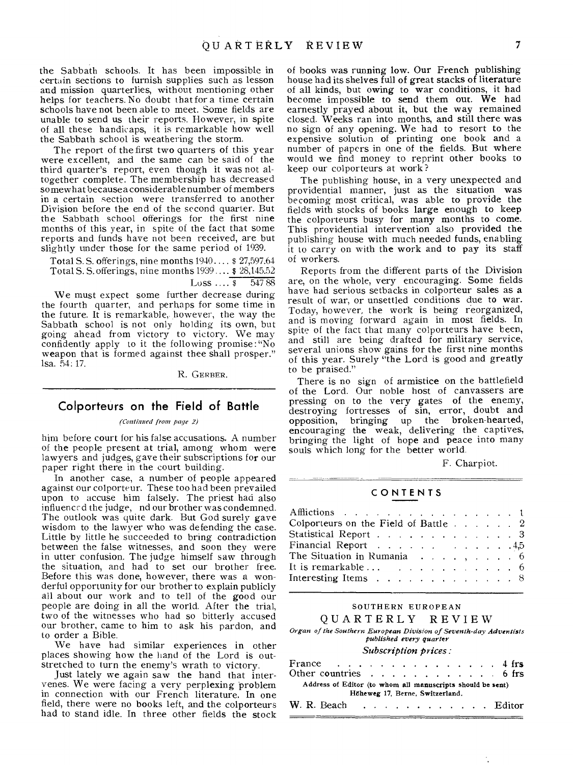the Sabbath schools. It has been impossible in certain sections to furnish supplies such as lesson and mission quarterlies, without mentioning other helps for teachers. No doubt that for a time certain schools have not been able to meet. Some fields are unable to send us their reports. However, in spite of all these handicaps, it is remarkable how well the Sabbath school is weathering the storm.

The report of the first two quarters of this year were excellent, and the same can be said of the third quarter's report, even though it was not altogether complete. The membership has decreased somewhat because a considerable number of members in a certain section were transferred to another Division before the end of the second quarter. But the Sabbath school offerings for the first nine months of this year, in spite of the fact that some reports and funds have not been received, are but slightly under those for the same period of 1939.

| | |
|---|---|
| Total S. S. offerings, nine months 1940.... | $ 27,597.64 |
| Total S. S. offerings, nine months 1939.... | $ 28,145.52 |
| Loss .... | $ 547 88 |

We must expect some further decrease during the fourth quarter, and perhaps for some time in the future. It is remarkable, however, the way the Sabbath school is not only holding its own, but going ahead from victory to victory. We may confidently apply to it the following promise: "No weapon that is formed against thee shall prosper." Isa. 54: 17.

R. GERBER.

## Colporteurs on the Field of Battle

*(Continued from page 2)*

him before court for his false accusations. A number of the people present at trial, among whom were lawyers and judges, gave their subscriptions for our paper right there in the court building.

In another case, a number of people appeared against our colporteur. These too had been prevailed upon to accuse him falsely. The priest had also influenced the judge, nd our brother was condemned. The outlook was quite dark. But God surely gave wisdom to the lawyer who was defending the case. Little by little he succeeded to bring contradiction between the false witnesses, and soon they were in utter confusion. The judge himself saw through the situation, and had to set our brother free. Before this was done, however, there was a wonderful opportunity for our brother to explain publicly all about our work and to tell of the good our people are doing in all the world. After the trial, two of the witnesses who had so bitterly accused our brother, came to him to ask his pardon, and to order a Bible.

We have had similar experiences in other places showing how the hand of the Lord is outstretched to turn the enemy's wrath to victory.

Just lately we again saw the hand that intervenes. We were facing a very perplexing problem in connection with our French literature. In one field, there were no books left, and the colporteurs had to stand idle. In three other fields the stock of books was running low. Our French publishing house had its shelves full of great stacks of literature of all kinds, but owing to war conditions, it had become impossible to send them out. We had earnestly prayed about it, but the way remained closed. Weeks ran into months, and still there was no sign of any opening. We had to resort to the expensive solution of printing one book and a number of papers in one of the fields. But where would we find money to reprint other books to keep our colporteurs at work?

The publishing house, in a very unexpected and providential manner, just as the situation was becoming most critical, was able to provide the fields with stocks of books large enough to keep the colporteurs busy for many months to come. This providential intervention also provided the publishing house with much needed funds, enabling it to carry on with the work and to pay its staff of workers.

Reports from the different parts of the Division are, on the whole, very encouraging. Some fields have had serious setbacks in colporteur sales as a result of war, or unsettled conditions due to war. Today, however, the work is being reorganized, and is moving forward again in most fields. In spite of the fact that many colporteurs have been, and still are being drafted for military service, several unions show gains for the first nine months of this year. Surely "the Lord is good and greatly to be praised."

There is no sign of armistice on the battlefield of the Lord. Our noble host of canvassers are pressing on to the very gates of the enemy, destroying fortresses of sin, error, doubt and opposition, bringing up the broken-hearted, encouraging the weak, delivering the captives, bringing the light of hope and peace into many souls which long for the better world.

F. Charpiot.

## CONTENTS

| | |
|---|---|
| Afflictions | 1 |
| Colporteurs on the Field of Battle | 2 |
| Statistical Report | 3 |
| Financial Report | 4,5 |
| The Situation in Rumania | 6 |
| It is remarkable... | 6 |
| Interesting Items | 8 |

SOUTHERN EUROPEAN

## QUARTERLY REVIEW

*Organ of the Southern European Division of Seventh-day Adventists published every quarter*

*Subscription prices:*

| | |
|---|---|
| France | 4 frs |
| Other countries | 6 frs |

**Address of Editor (to whom all manuscripts should be sent) Höheweg 17, Berne, Switzerland.**

W. R. Beach . . . . . . . . . . . . Editor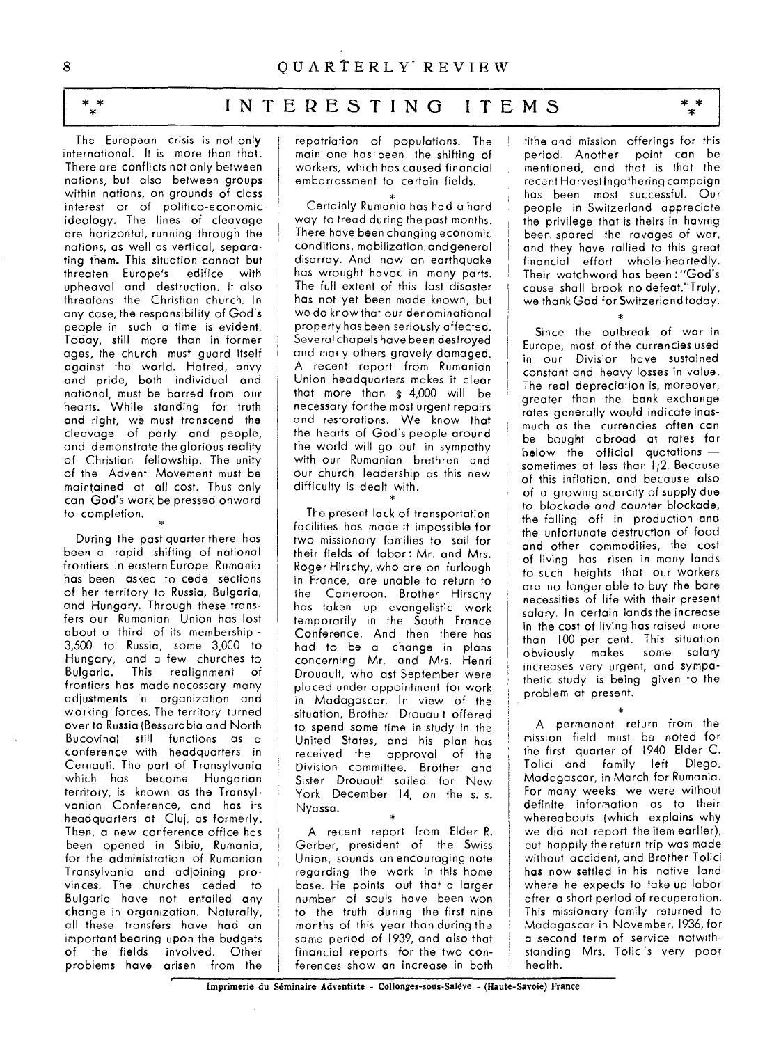## INTERESTING ITEMS

The European crisis is not only international. It is more than that. There are conflicts not only between nations, but also between groups within nations, on grounds of class interest or of politico-economic ideology. The lines of cleavage are horizontal, running through the nations, as well as vertical, separating them. This situation cannot but threaten Europe's edifice with upheaval and destruction. It also threatens the Christian church. In any case, the responsibility of God's people in such a time is evident. Today, still more than in former ages, the church must guard itself against the world. Hatred, envy and pride, both individual and national, must be barred from our hearts. While standing for truth and right, we must transcend the cleavage of party and people, and demonstrate the glorious reality of Christian fellowship. The unity of the Advent Movement must be maintained at all cost. Thus only can God's work be pressed onward to completion.

*

During the past quarter there has been a rapid shifting of national frontiers in eastern Europe. Rumania has been asked to cede sections of her territory to Russia, Bulgaria, and Hungary. Through these transfers our Rumanian Union has lost about a third of its membership - 3,500 to Russia, some 3,000 to Hungary, and a few churches to Bulgaria. This realignment of frontiers has made necessary many adjustments in organization and working forces. The territory turned over to Russia (Bessarabia and North Bucovina) still functions as a conference with headquarters in Cernauti. The part of Transylvania which has become Hungarian territory, is known as the Transylvanian Conference, and has its headquarters at Cluj, as formerly. Then, a new conference office has been opened in Sibiu, Rumania, for the administration of Rumanian Transylvania and adjoining provinces. The churches ceded to Bulgaria have not entailed any change in organization. Naturally, all these transfers have had an important bearing upon the budgets of the fields involved. Other problems have arisen from the repatriation of populations. The main one has been the shifting of workers, which has caused financial embarrassment to certain fields.

*

Certainly Rumania has had a hard way to tread during the past months. There have been changing economic conditions, mobilization, and general disarray. And now an earthquake has wrought havoc in many parts. The full extent of this last disaster has not yet been made known, but we do know that our denominational property has been seriously affected. Several chapels have been destroyed and many others gravely damaged. A recent report from Rumanian Union headquarters makes it clear that more than $ 4,000 will be necessary for the most urgent repairs and restorations. We know that the hearts of God's people around the world will go out in sympathy with our Rumanian brethren and our church leadership as this new difficulty is dealt with.

*

The present lack of transportation facilities has made it impossible for two missionary families to sail for their fields of labor: Mr. and Mrs. Roger Hirschy, who are on furlough in France, are unable to return to the Cameroon. Brother Hirschy has taken up evangelistic work temporarily in the South France Conference. And then there has had to be a change in plans concerning Mr. and Mrs. Henri Drouault, who last September were placed under appointment for work in Madagascar. In view of the situation, Brother Drouault offered to spend some time in study in the United States, and his plan has received the approval of the Division committee. Brother and Sister Drouault sailed for New York December 14, on the s. s. Nyassa.

*

A recent report from Elder R. Gerber, president of the Swiss Union, sounds an encouraging note regarding the work in this home base. He points out that a larger number of souls have been won to the truth during the first nine months of this year than during the same period of 1939, and also that financial reports for the two conferences show an increase in both tithe and mission offerings for this period. Another point can be mentioned, and that is that the recent Harvest Ingathering campaign has been most successful. Our people in Switzerland appreciate the privilege that is theirs in having been spared the ravages of war, and they have rallied to this great financial effort whole-heartedly. Their watchword has been: "God's cause shall brook no defeat." Truly, we thank God for Switzerland today.

*

Since the outbreak of war in Europe, most of the currencies used in our Division have sustained constant and heavy losses in value. The real depreciation is, moreover, greater than the bank exchange rates generally would indicate inasmuch as the currencies often can be bought abroad at rates far below the official quotations — sometimes at less than 1/2. Because of this inflation, and because also of a growing scarcity of supply due to blockade and counter blockade, the falling off in production and the unfortunate destruction of food and other commodities, the cost of living has risen in many lands to such heights that our workers are no longer able to buy the bare necessities of life with their present salary. In certain lands the increase in the cost of living has raised more than 100 per cent. This situation obviously makes some salary increases very urgent, and sympathetic study is being given to the problem at present.

*

A permanent return from the mission field must be noted for the first quarter of 1940 Elder C. Tolici and family left Diego, Madagascar, in March for Rumania. For many weeks we were without definite information as to their whereabouts (which explains why we did not report the item earlier), but happily the return trip was made without accident, and Brother Tolici has now settled in his native land where he expects to take up labor after a short period of recuperation. This missionary family returned to Madagascar in November, 1936, for a second term of service notwithstanding Mrs. Tolici's very poor health.

Imprimerie du Séminaire Adventiste - Collonges-sous-Salève - (Haute-Savoie) France